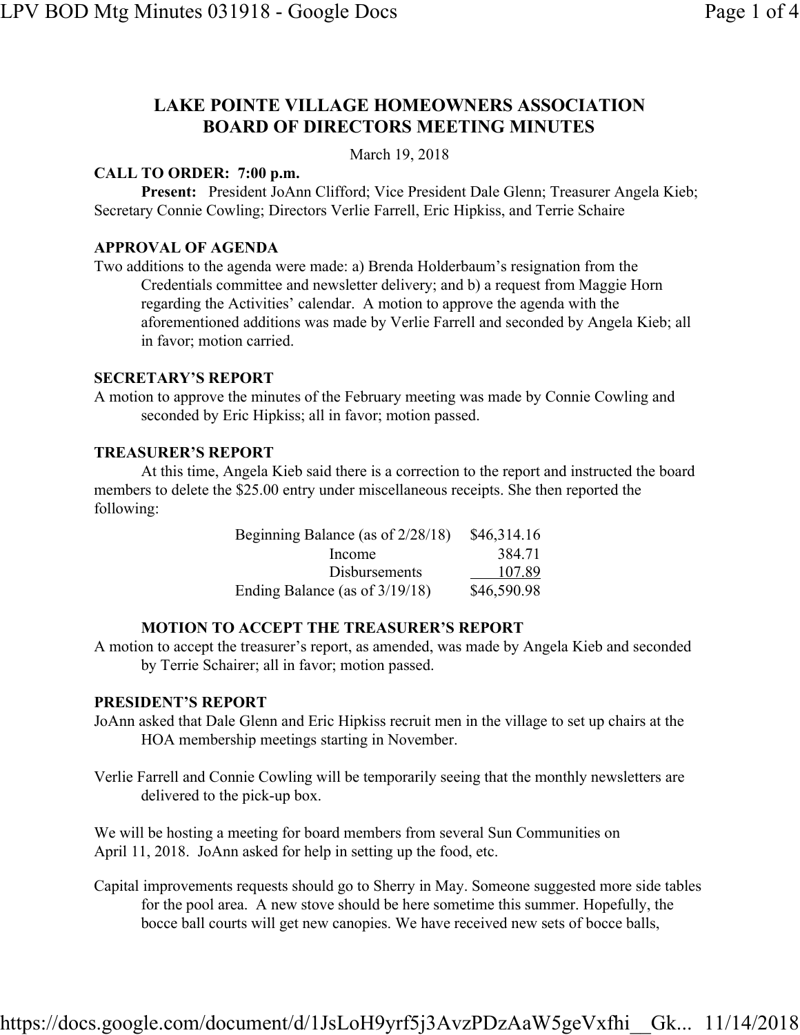# LAKE POINTE VILLAGE HOMEOWNERS ASSOCIATION
# BOARD OF DIRECTORS MEETING MINUTES

March 19, 2018

**CALL TO ORDER: 7:00 p.m.**

**Present:** President JoAnn Clifford; Vice President Dale Glenn; Treasurer Angela Kieb; Secretary Connie Cowling; Directors Verlie Farrell, Eric Hipkiss, and Terrie Schaire

**APPROVAL OF AGENDA**

Two additions to the agenda were made: a) Brenda Holderbaum's resignation from the Credentials committee and newsletter delivery; and b) a request from Maggie Horn regarding the Activities' calendar. A motion to approve the agenda with the aforementioned additions was made by Verlie Farrell and seconded by Angela Kieb; all in favor; motion carried.

**SECRETARY'S REPORT**

A motion to approve the minutes of the February meeting was made by Connie Cowling and seconded by Eric Hipkiss; all in favor; motion passed.

**TREASURER'S REPORT**

At this time, Angela Kieb said there is a correction to the report and instructed the board members to delete the $25.00 entry under miscellaneous receipts. She then reported the following:

| | |
|---|---|
| Beginning Balance (as of 2/28/18) | $46,314.16 |
| Income | 384.71 |
| Disbursements | 107.89 |
| Ending Balance (as of 3/19/18) | $46,590.98 |

**MOTION TO ACCEPT THE TREASURER'S REPORT**

A motion to accept the treasurer's report, as amended, was made by Angela Kieb and seconded by Terrie Schairer; all in favor; motion passed.

**PRESIDENT'S REPORT**

JoAnn asked that Dale Glenn and Eric Hipkiss recruit men in the village to set up chairs at the HOA membership meetings starting in November.

Verlie Farrell and Connie Cowling will be temporarily seeing that the monthly newsletters are delivered to the pick-up box.

We will be hosting a meeting for board members from several Sun Communities on April 11, 2018. JoAnn asked for help in setting up the food, etc.

Capital improvements requests should go to Sherry in May. Someone suggested more side tables for the pool area. A new stove should be here sometime this summer. Hopefully, the bocce ball courts will get new canopies. We have received new sets of bocce balls,